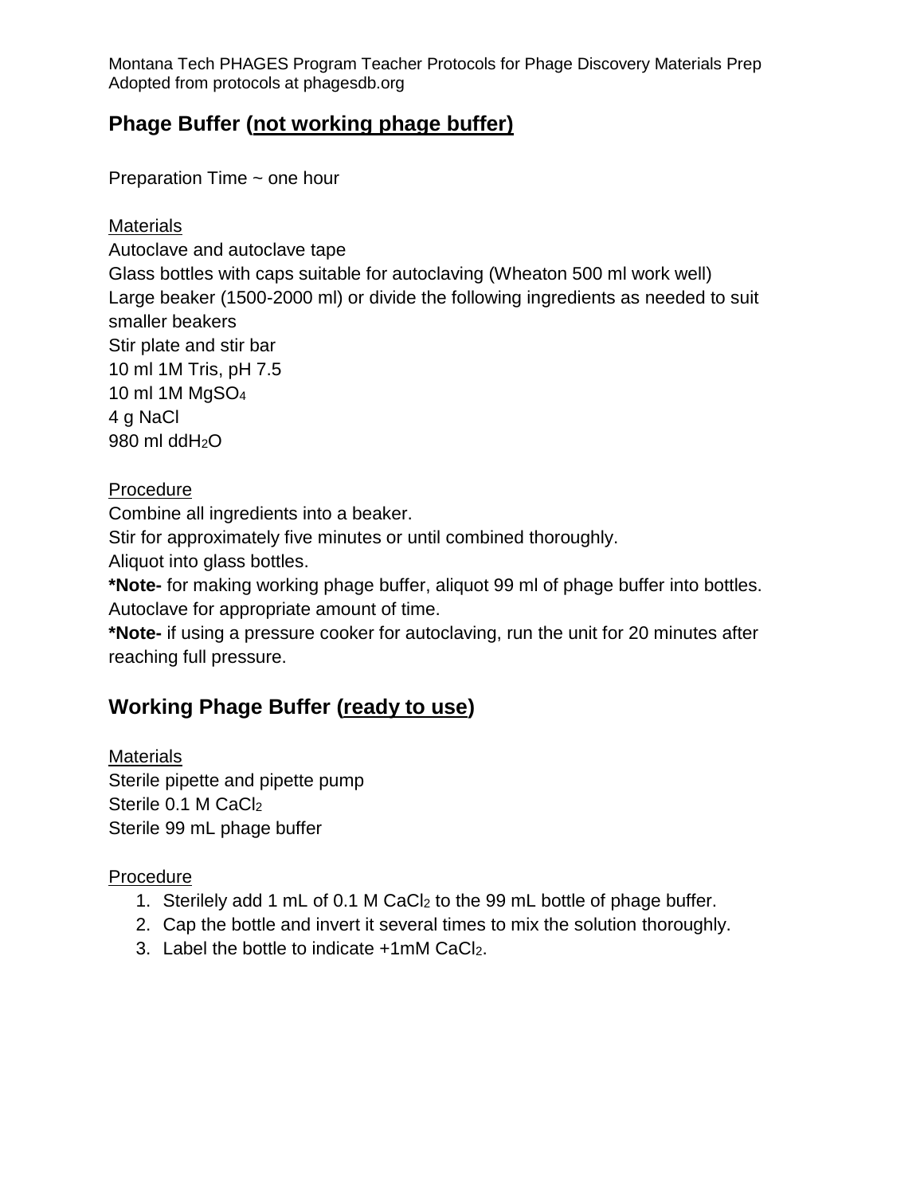Montana Tech PHAGES Program Teacher Protocols for Phage Discovery Materials Prep
Adopted from protocols at phagesdb.org

## Phage Buffer (not working phage buffer)

Preparation Time ~ one hour

Materials

Autoclave and autoclave tape
Glass bottles with caps suitable for autoclaving (Wheaton 500 ml work well)
Large beaker (1500-2000 ml) or divide the following ingredients as needed to suit smaller beakers
Stir plate and stir bar
10 ml 1M Tris, pH 7.5
10 ml 1M $MgSO_4$
4 g NaCl
980 ml dd$H_2O$

Procedure

Combine all ingredients into a beaker.
Stir for approximately five minutes or until combined thoroughly.
Aliquot into glass bottles.
**\*Note-** for making working phage buffer, aliquot 99 ml of phage buffer into bottles.
Autoclave for appropriate amount of time.
**\*Note-** if using a pressure cooker for autoclaving, run the unit for 20 minutes after reaching full pressure.

## Working Phage Buffer (ready to use)

Materials

Sterile pipette and pipette pump
Sterile 0.1 M $CaCl_2$
Sterile 99 mL phage buffer

Procedure

1. Sterilely add 1 mL of 0.1 M $CaCl_2$ to the 99 mL bottle of phage buffer.
2. Cap the bottle and invert it several times to mix the solution thoroughly.
3. Label the bottle to indicate +1mM $CaCl_2$.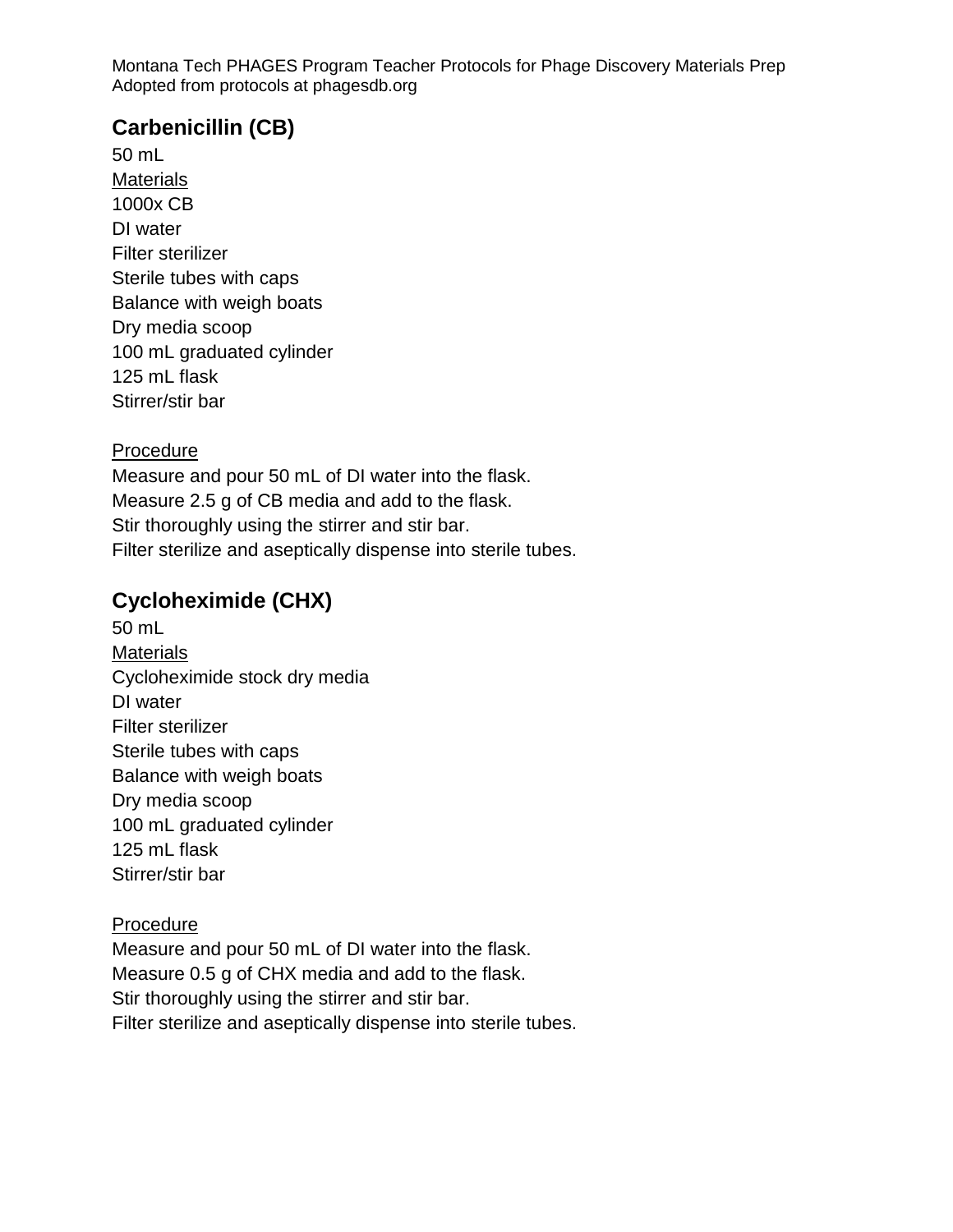## Carbenicillin (CB)

50 mL

Materials

1000x CB
DI water
Filter sterilizer
Sterile tubes with caps
Balance with weigh boats
Dry media scoop
100 mL graduated cylinder
125 mL flask
Stirrer/stir bar

Procedure

Measure and pour 50 mL of DI water into the flask.
Measure 2.5 g of CB media and add to the flask.
Stir thoroughly using the stirrer and stir bar.
Filter sterilize and aseptically dispense into sterile tubes.

## Cycloheximide (CHX)

50 mL

Materials

Cycloheximide stock dry media
DI water
Filter sterilizer
Sterile tubes with caps
Balance with weigh boats
Dry media scoop
100 mL graduated cylinder
125 mL flask
Stirrer/stir bar

Procedure

Measure and pour 50 mL of DI water into the flask.
Measure 0.5 g of CHX media and add to the flask.
Stir thoroughly using the stirrer and stir bar.
Filter sterilize and aseptically dispense into sterile tubes.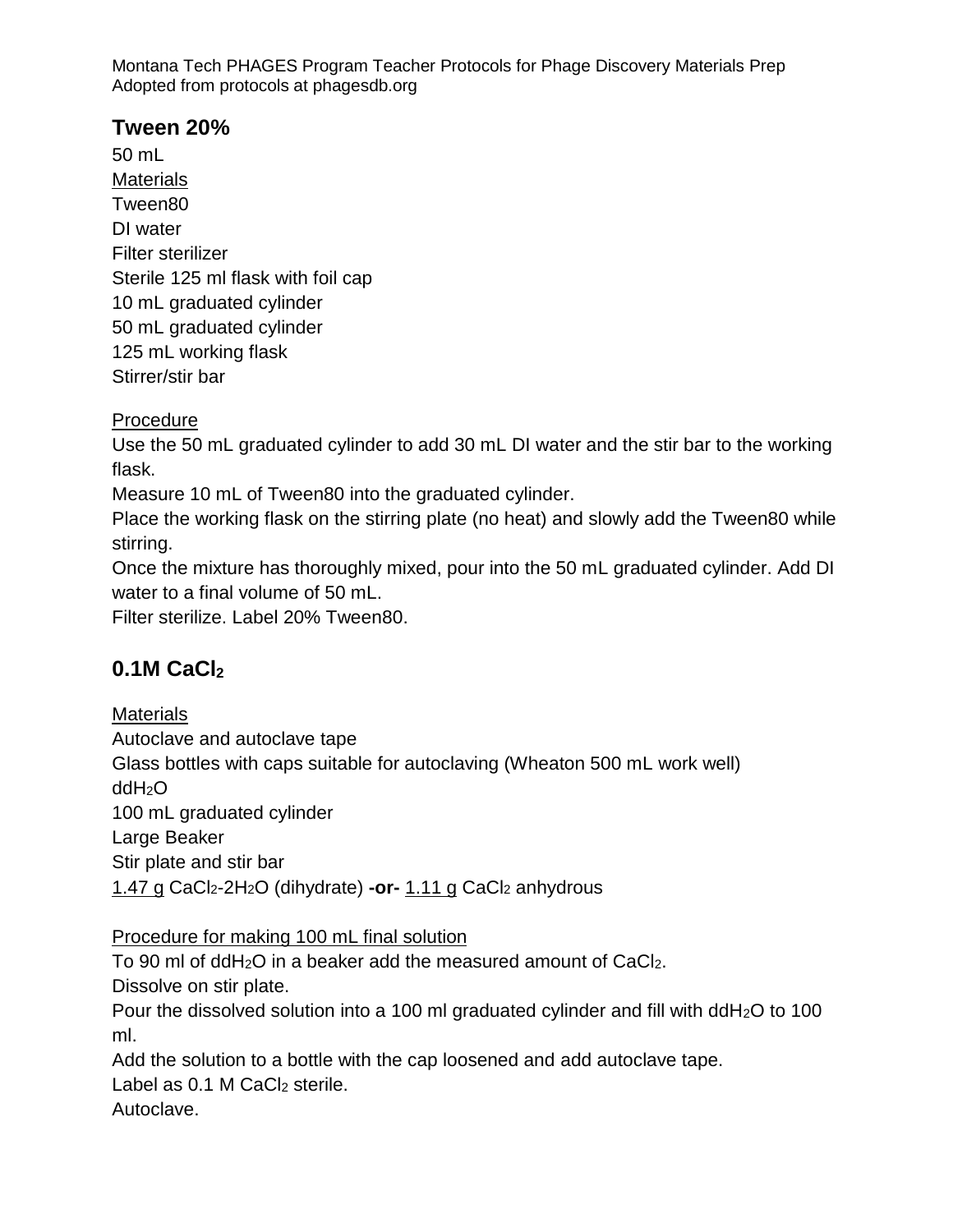## Tween 20%

50 mL

Materials

Tween80
DI water
Filter sterilizer
Sterile 125 ml flask with foil cap
10 mL graduated cylinder
50 mL graduated cylinder
125 mL working flask
Stirrer/stir bar

Procedure

Use the 50 mL graduated cylinder to add 30 mL DI water and the stir bar to the working flask.
Measure 10 mL of Tween80 into the graduated cylinder.
Place the working flask on the stirring plate (no heat) and slowly add the Tween80 while stirring.
Once the mixture has thoroughly mixed, pour into the 50 mL graduated cylinder. Add DI water to a final volume of 50 mL.
Filter sterilize. Label 20% Tween80.

## 0.1M $CaCl_2$

Materials

Autoclave and autoclave tape
Glass bottles with caps suitable for autoclaving (Wheaton 500 mL work well)
$ddH_2O$
100 mL graduated cylinder
Large Beaker
Stir plate and stir bar
1.47 g $CaCl_2$-$2H_2O$ (dihydrate) **-or-** 1.11 g $CaCl_2$ anhydrous

Procedure for making 100 mL final solution

To 90 ml of $ddH_2O$ in a beaker add the measured amount of $CaCl_2$.
Dissolve on stir plate.
Pour the dissolved solution into a 100 ml graduated cylinder and fill with $ddH_2O$ to 100 ml.
Add the solution to a bottle with the cap loosened and add autoclave tape.
Label as 0.1 M $CaCl_2$ sterile.
Autoclave.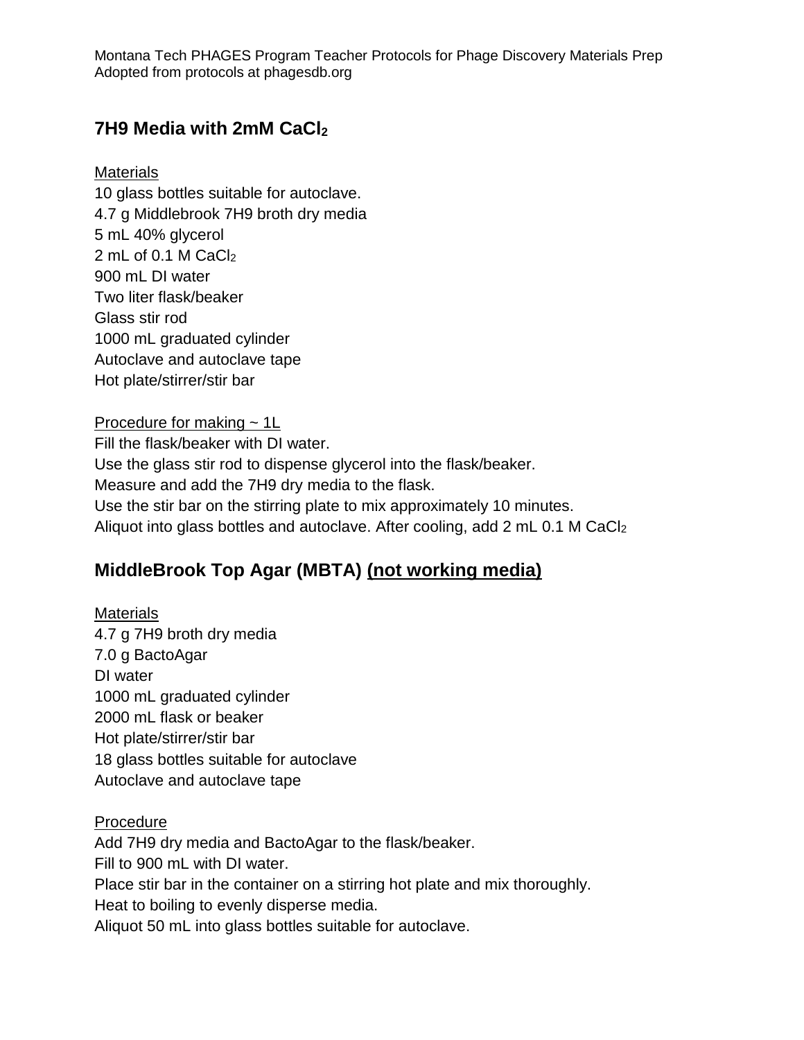## 7H9 Media with 2mM $CaCl_2$

Materials

10 glass bottles suitable for autoclave.
4.7 g Middlebrook 7H9 broth dry media
5 mL 40% glycerol
2 mL of 0.1 M $CaCl_2$
900 mL DI water
Two liter flask/beaker
Glass stir rod
1000 mL graduated cylinder
Autoclave and autoclave tape
Hot plate/stirrer/stir bar

Procedure for making ~ 1L

Fill the flask/beaker with DI water.
Use the glass stir rod to dispense glycerol into the flask/beaker.
Measure and add the 7H9 dry media to the flask.
Use the stir bar on the stirring plate to mix approximately 10 minutes.
Aliquot into glass bottles and autoclave. After cooling, add 2 mL 0.1 M $CaCl_2$

## MiddleBrook Top Agar (MBTA) (not working media)

Materials

4.7 g 7H9 broth dry media
7.0 g BactoAgar
DI water
1000 mL graduated cylinder
2000 mL flask or beaker
Hot plate/stirrer/stir bar
18 glass bottles suitable for autoclave
Autoclave and autoclave tape

Procedure

Add 7H9 dry media and BactoAgar to the flask/beaker.
Fill to 900 mL with DI water.
Place stir bar in the container on a stirring hot plate and mix thoroughly.
Heat to boiling to evenly disperse media.
Aliquot 50 mL into glass bottles suitable for autoclave.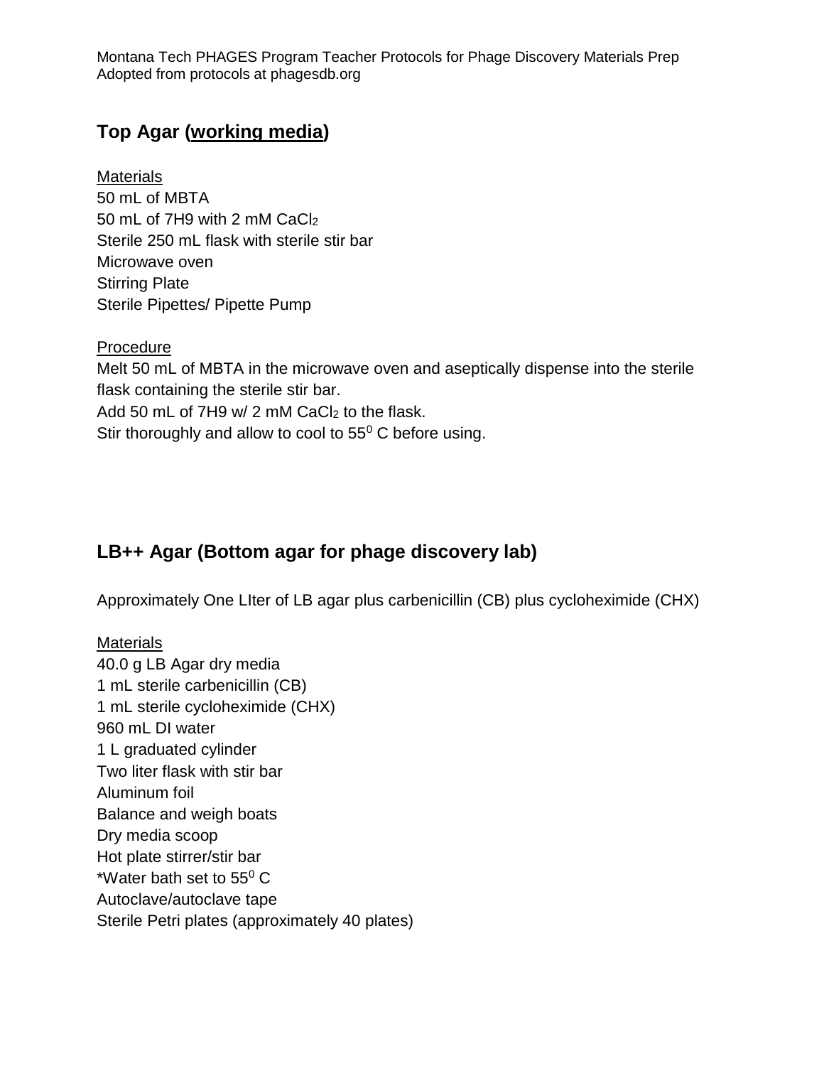## Top Agar (working media)

Materials
50 mL of MBTA
50 mL of 7H9 with 2 mM $CaCl_2$
Sterile 250 mL flask with sterile stir bar
Microwave oven
Stirring Plate
Sterile Pipettes/ Pipette Pump

Procedure
Melt 50 mL of MBTA in the microwave oven and aseptically dispense into the sterile flask containing the sterile stir bar.
Add 50 mL of 7H9 w/ 2 mM $CaCl_2$ to the flask.
Stir thoroughly and allow to cool to $55^0$ C before using.

## LB++ Agar (Bottom agar for phage discovery lab)

Approximately One LIter of LB agar plus carbenicillin (CB) plus cycloheximide (CHX)

Materials
40.0 g LB Agar dry media
1 mL sterile carbenicillin (CB)
1 mL sterile cycloheximide (CHX)
960 mL DI water
1 L graduated cylinder
Two liter flask with stir bar
Aluminum foil
Balance and weigh boats
Dry media scoop
Hot plate stirrer/stir bar
*Water bath set to $55^0$ C
Autoclave/autoclave tape
Sterile Petri plates (approximately 40 plates)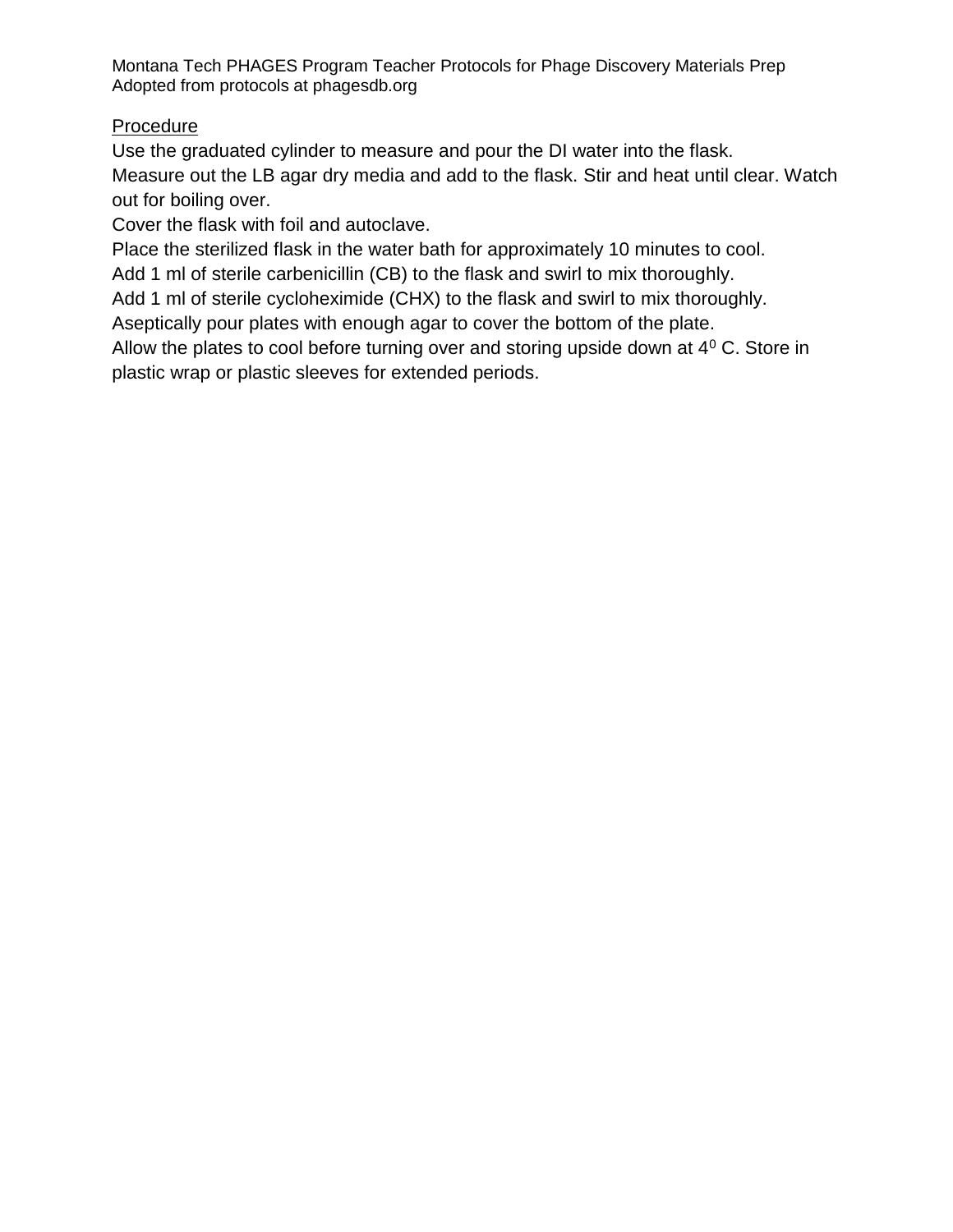Procedure

Use the graduated cylinder to measure and pour the DI water into the flask.

Measure out the LB agar dry media and add to the flask. Stir and heat until clear. Watch out for boiling over.

Cover the flask with foil and autoclave.

Place the sterilized flask in the water bath for approximately 10 minutes to cool.

Add 1 ml of sterile carbenicillin (CB) to the flask and swirl to mix thoroughly.

Add 1 ml of sterile cycloheximide (CHX) to the flask and swirl to mix thoroughly.

Aseptically pour plates with enough agar to cover the bottom of the plate.

Allow the plates to cool before turning over and storing upside down at $4^0$ C. Store in plastic wrap or plastic sleeves for extended periods.